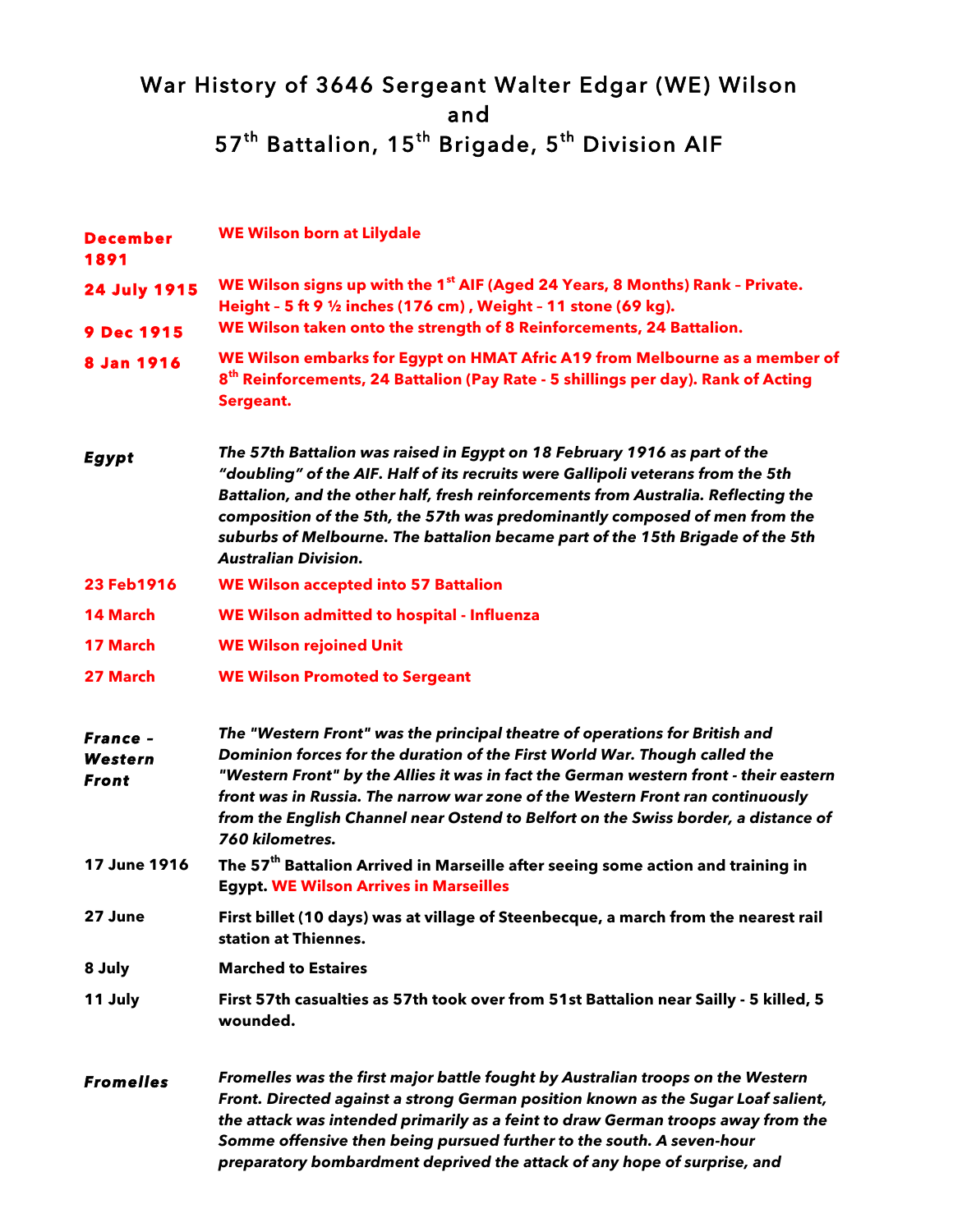# War History of 3646 Sergeant Walter Edgar (WE) Wilson and 57th Battalion, 15th Brigade, 5th Division AIF

| | |
|---|---|
| **December 1891** | **WE Wilson born at Lilydale** |
| **24 July 1915** | **WE Wilson signs up with the 1st AIF (Aged 24 Years, 8 Months) Rank – Private. Height – 5 ft 9 ½ inches (176 cm) , Weight – 11 stone (69 kg).** |
| **9 Dec 1915** | **WE Wilson taken onto the strength of 8 Reinforcements, 24 Battalion.** |
| **8 Jan 1916** | **WE Wilson embarks for Egypt on HMAT Afric A19 from Melbourne as a member of 8th Reinforcements, 24 Battalion (Pay Rate - 5 shillings per day). Rank of Acting Sergeant.** |
| ***Egypt*** | ***The 57th Battalion was raised in Egypt on 18 February 1916 as part of the "doubling" of the AIF. Half of its recruits were Gallipoli veterans from the 5th Battalion, and the other half, fresh reinforcements from Australia. Reflecting the composition of the 5th, the 57th was predominantly composed of men from the suburbs of Melbourne. The battalion became part of the 15th Brigade of the 5th Australian Division.*** |
| **23 Feb1916** | **WE Wilson accepted into 57 Battalion** |
| **14 March** | **WE Wilson admitted to hospital - Influenza** |
| **17 March** | **WE Wilson rejoined Unit** |
| **27 March** | **WE Wilson Promoted to Sergeant** |
| ***France – Western Front*** | ***The "Western Front" was the principal theatre of operations for British and Dominion forces for the duration of the First World War. Though called the "Western Front" by the Allies it was in fact the German western front - their eastern front was in Russia. The narrow war zone of the Western Front ran continuously from the English Channel near Ostend to Belfort on the Swiss border, a distance of 760 kilometres.*** |
| **17 June 1916** | **The 57th Battalion Arrived in Marseille after seeing some action and training in Egypt. WE Wilson Arrives in Marseilles** |
| **27 June** | **First billet (10 days) was at village of Steenbecque, a march from the nearest rail station at Thiennes.** |
| **8 July** | **Marched to Estaires** |
| **11 July** | **First 57th casualties as 57th took over from 51st Battalion near Sailly - 5 killed, 5 wounded.** |
| ***Fromelles*** | ***Fromelles was the first major battle fought by Australian troops on the Western Front. Directed against a strong German position known as the Sugar Loaf salient, the attack was intended primarily as a feint to draw German troops away from the Somme offensive then being pursued further to the south. A seven-hour preparatory bombardment deprived the attack of any hope of surprise, and*** |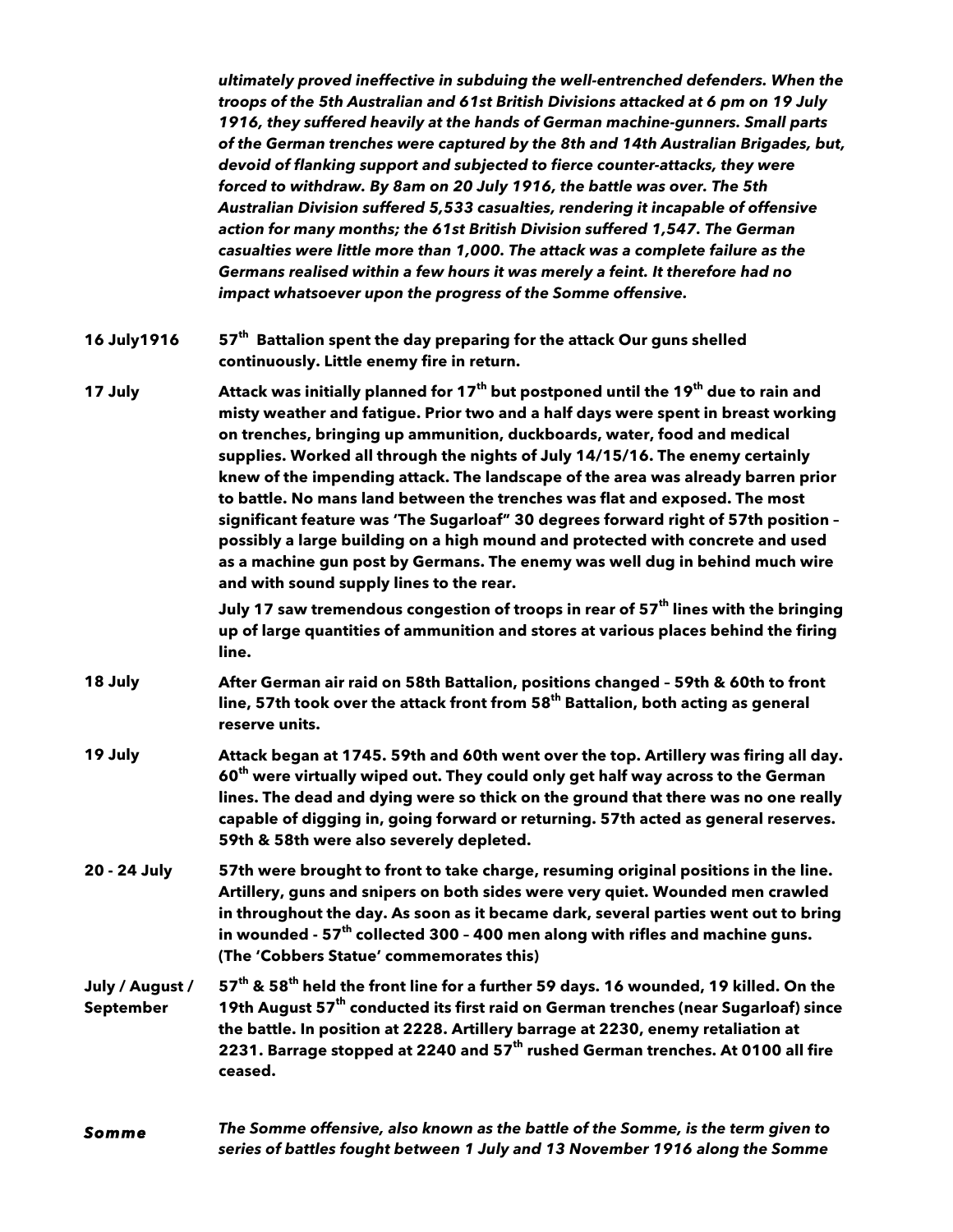*ultimately proved ineffective in subduing the well-entrenched defenders. When the troops of the 5th Australian and 61st British Divisions attacked at 6 pm on 19 July 1916, they suffered heavily at the hands of German machine-gunners. Small parts of the German trenches were captured by the 8th and 14th Australian Brigades, but, devoid of flanking support and subjected to fierce counter-attacks, they were forced to withdraw. By 8am on 20 July 1916, the battle was over. The 5th Australian Division suffered 5,533 casualties, rendering it incapable of offensive action for many months; the 61st British Division suffered 1,547. The German casualties were little more than 1,000. The attack was a complete failure as the Germans realised within a few hours it was merely a feint. It therefore had no impact whatsoever upon the progress of the Somme offensive.*

**16 July1916** — **57th Battalion spent the day preparing for the attack Our guns shelled continuously. Little enemy fire in return.**

**17 July** — **Attack was initially planned for 17th but postponed until the 19th due to rain and misty weather and fatigue. Prior two and a half days were spent in breast working on trenches, bringing up ammunition, duckboards, water, food and medical supplies. Worked all through the nights of July 14/15/16. The enemy certainly knew of the impending attack. The landscape of the area was already barren prior to battle. No mans land between the trenches was flat and exposed. The most significant feature was 'The Sugarloaf" 30 degrees forward right of 57th position – possibly a large building on a high mound and protected with concrete and used as a machine gun post by Germans. The enemy was well dug in behind much wire and with sound supply lines to the rear.**

**July 17 saw tremendous congestion of troops in rear of 57th lines with the bringing up of large quantities of ammunition and stores at various places behind the firing line.**

**18 July** — **After German air raid on 58th Battalion, positions changed – 59th & 60th to front line, 57th took over the attack front from 58th Battalion, both acting as general reserve units.**

**19 July** — **Attack began at 1745. 59th and 60th went over the top. Artillery was firing all day. 60th were virtually wiped out. They could only get half way across to the German lines. The dead and dying were so thick on the ground that there was no one really capable of digging in, going forward or returning. 57th acted as general reserves. 59th & 58th were also severely depleted.**

**20 - 24 July** — **57th were brought to front to take charge, resuming original positions in the line. Artillery, guns and snipers on both sides were very quiet. Wounded men crawled in throughout the day. As soon as it became dark, several parties went out to bring in wounded - 57th collected 300 – 400 men along with rifles and machine guns. (The 'Cobbers Statue' commemorates this)**

**July / August / September** — **57th & 58th held the front line for a further 59 days. 16 wounded, 19 killed. On the 19th August 57th conducted its first raid on German trenches (near Sugarloaf) since the battle. In position at 2228. Artillery barrage at 2230, enemy retaliation at 2231. Barrage stopped at 2240 and 57th rushed German trenches. At 0100 all fire ceased.**

***Somme*** — ***The Somme offensive, also known as the battle of the Somme, is the term given to series of battles fought between 1 July and 13 November 1916 along the Somme***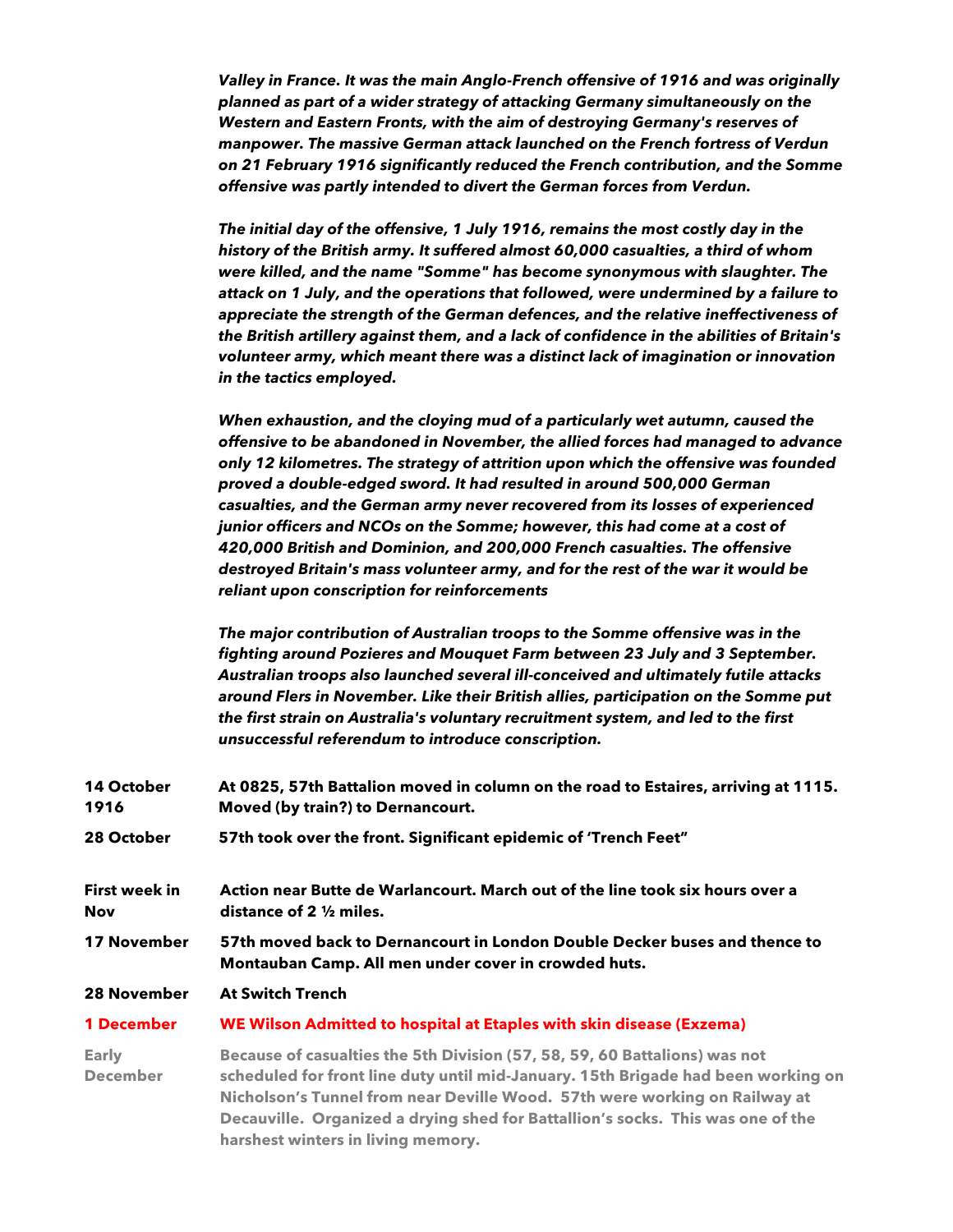***Valley in France. It was the main Anglo-French offensive of 1916 and was originally planned as part of a wider strategy of attacking Germany simultaneously on the Western and Eastern Fronts, with the aim of destroying Germany's reserves of manpower. The massive German attack launched on the French fortress of Verdun on 21 February 1916 significantly reduced the French contribution, and the Somme offensive was partly intended to divert the German forces from Verdun.***

***The initial day of the offensive, 1 July 1916, remains the most costly day in the history of the British army. It suffered almost 60,000 casualties, a third of whom were killed, and the name "Somme" has become synonymous with slaughter. The attack on 1 July, and the operations that followed, were undermined by a failure to appreciate the strength of the German defences, and the relative ineffectiveness of the British artillery against them, and a lack of confidence in the abilities of Britain's volunteer army, which meant there was a distinct lack of imagination or innovation in the tactics employed.***

***When exhaustion, and the cloying mud of a particularly wet autumn, caused the offensive to be abandoned in November, the allied forces had managed to advance only 12 kilometres. The strategy of attrition upon which the offensive was founded proved a double-edged sword. It had resulted in around 500,000 German casualties, and the German army never recovered from its losses of experienced junior officers and NCOs on the Somme; however, this had come at a cost of 420,000 British and Dominion, and 200,000 French casualties. The offensive destroyed Britain's mass volunteer army, and for the rest of the war it would be reliant upon conscription for reinforcements***

***The major contribution of Australian troops to the Somme offensive was in the fighting around Pozieres and Mouquet Farm between 23 July and 3 September. Australian troops also launched several ill-conceived and ultimately futile attacks around Flers in November. Like their British allies, participation on the Somme put the first strain on Australia's voluntary recruitment system, and led to the first unsuccessful referendum to introduce conscription.***

| | |
|---|---|
| **14 October 1916** | **At 0825, 57th Battalion moved in column on the road to Estaires, arriving at 1115. Moved (by train?) to Dernancourt.** |
| **28 October** | **57th took over the front. Significant epidemic of 'Trench Feet"** |
| **First week in Nov** | **Action near Butte de Warlancourt. March out of the line took six hours over a distance of 2 ½ miles.** |
| **17 November** | **57th moved back to Dernancourt in London Double Decker buses and thence to Montauban Camp. All men under cover in crowded huts.** |
| **28 November** | **At Switch Trench** |
| **1 December** | **WE Wilson Admitted to hospital at Etaples with skin disease (Exzema)** |
| **Early December** | **Because of casualties the 5th Division (57, 58, 59, 60 Battalions) was not scheduled for front line duty until mid-January. 15th Brigade had been working on Nicholson's Tunnel from near Deville Wood. 57th were working on Railway at Decauville. Organized a drying shed for Battallion's socks. This was one of the harshest winters in living memory.** |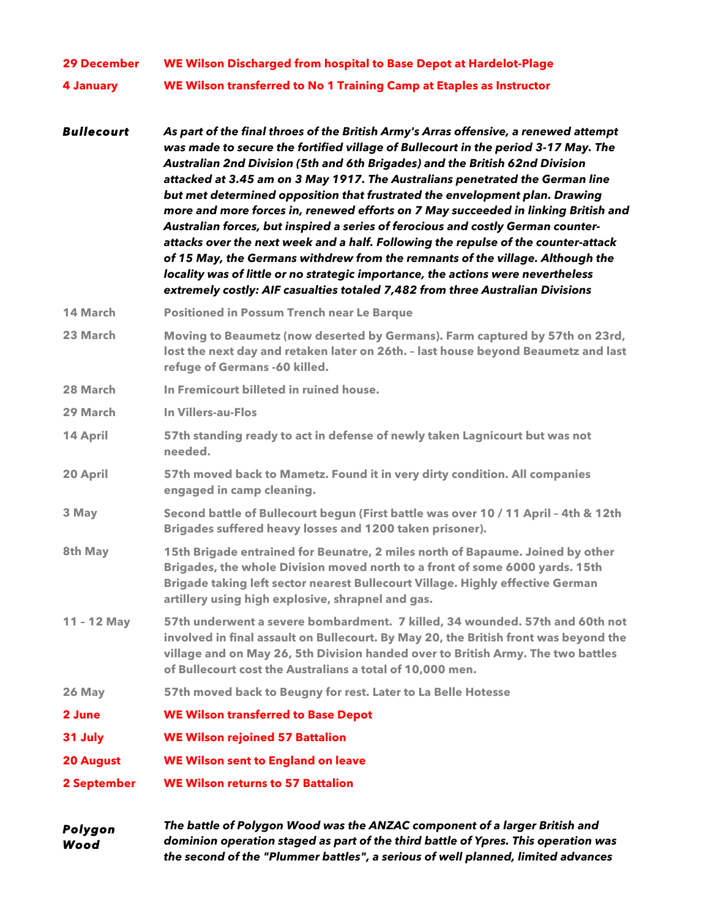| | |
|---|---|
| **29 December** | **WE Wilson Discharged from hospital to Base Depot at Hardelot-Plage** |
| **4 January** | **WE Wilson transferred to No 1 Training Camp at Etaples as Instructor** |
| ***Bullecourt*** | ***As part of the final throes of the British Army's Arras offensive, a renewed attempt was made to secure the fortified village of Bullecourt in the period 3-17 May. The Australian 2nd Division (5th and 6th Brigades) and the British 62nd Division attacked at 3.45 am on 3 May 1917. The Australians penetrated the German line but met determined opposition that frustrated the envelopment plan. Drawing more and more forces in, renewed efforts on 7 May succeeded in linking British and Australian forces, but inspired a series of ferocious and costly German counter-attacks over the next week and a half. Following the repulse of the counter-attack of 15 May, the Germans withdrew from the remnants of the village. Although the locality was of little or no strategic importance, the actions were nevertheless extremely costly: AIF casualties totaled 7,482 from three Australian Divisions*** |
| **14 March** | **Positioned in Possum Trench near Le Barque** |
| **23 March** | **Moving to Beaumetz (now deserted by Germans). Farm captured by 57th on 23rd, lost the next day and retaken later on 26th. – last house beyond Beaumetz and last refuge of Germans -60 killed.** |
| **28 March** | **In Fremicourt billeted in ruined house.** |
| **29 March** | **In Villers-au-Flos** |
| **14 April** | **57th standing ready to act in defense of newly taken Lagnicourt but was not needed.** |
| **20 April** | **57th moved back to Mametz. Found it in very dirty condition. All companies engaged in camp cleaning.** |
| **3 May** | **Second battle of Bullecourt begun (First battle was over 10 / 11 April – 4th & 12th Brigades suffered heavy losses and 1200 taken prisoner).** |
| **8th May** | **15th Brigade entrained for Beunatre, 2 miles north of Bapaume. Joined by other Brigades, the whole Division moved north to a front of some 6000 yards. 15th Brigade taking left sector nearest Bullecourt Village. Highly effective German artillery using high explosive, shrapnel and gas.** |
| **11 – 12 May** | **57th underwent a severe bombardment. 7 killed, 34 wounded. 57th and 60th not involved in final assault on Bullecourt. By May 20, the British front was beyond the village and on May 26, 5th Division handed over to British Army. The two battles of Bullecourt cost the Australians a total of 10,000 men.** |
| **26 May** | **57th moved back to Beugny for rest. Later to La Belle Hotesse** |
| **2 June** | **WE Wilson transferred to Base Depot** |
| **31 July** | **WE Wilson rejoined 57 Battalion** |
| **20 August** | **WE Wilson sent to England on leave** |
| **2 September** | **WE Wilson returns to 57 Battalion** |
| ***Polygon Wood*** | ***The battle of Polygon Wood was the ANZAC component of a larger British and dominion operation staged as part of the third battle of Ypres. This operation was the second of the "Plummer battles", a serious of well planned, limited advances*** |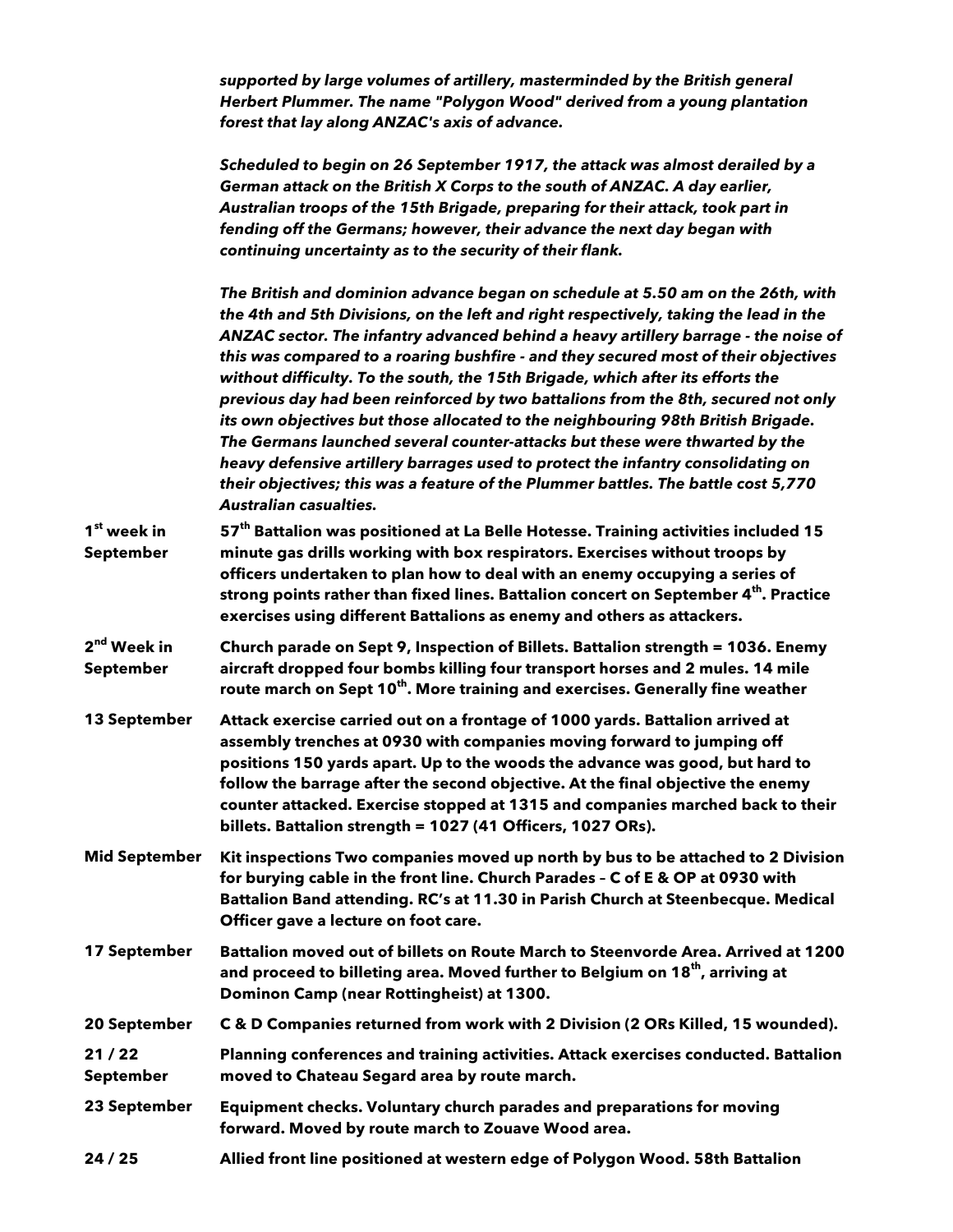***supported by large volumes of artillery, masterminded by the British general Herbert Plummer. The name "Polygon Wood" derived from a young plantation forest that lay along ANZAC's axis of advance.***

***Scheduled to begin on 26 September 1917, the attack was almost derailed by a German attack on the British X Corps to the south of ANZAC. A day earlier, Australian troops of the 15th Brigade, preparing for their attack, took part in fending off the Germans; however, their advance the next day began with continuing uncertainty as to the security of their flank.***

***The British and dominion advance began on schedule at 5.50 am on the 26th, with the 4th and 5th Divisions, on the left and right respectively, taking the lead in the ANZAC sector. The infantry advanced behind a heavy artillery barrage - the noise of this was compared to a roaring bushfire - and they secured most of their objectives without difficulty. To the south, the 15th Brigade, which after its efforts the previous day had been reinforced by two battalions from the 8th, secured not only its own objectives but those allocated to the neighbouring 98th British Brigade. The Germans launched several counter-attacks but these were thwarted by the heavy defensive artillery barrages used to protect the infantry consolidating on their objectives; this was a feature of the Plummer battles. The battle cost 5,770 Australian casualties.***

| | |
|---|---|
| **1st week in September** | **57th Battalion was positioned at La Belle Hotesse. Training activities included 15 minute gas drills working with box respirators. Exercises without troops by officers undertaken to plan how to deal with an enemy occupying a series of strong points rather than fixed lines. Battalion concert on September 4th. Practice exercises using different Battalions as enemy and others as attackers.** |
| **2nd Week in September** | **Church parade on Sept 9, Inspection of Billets. Battalion strength = 1036. Enemy aircraft dropped four bombs killing four transport horses and 2 mules. 14 mile route march on Sept 10th. More training and exercises. Generally fine weather** |
| **13 September** | **Attack exercise carried out on a frontage of 1000 yards. Battalion arrived at assembly trenches at 0930 with companies moving forward to jumping off positions 150 yards apart. Up to the woods the advance was good, but hard to follow the barrage after the second objective. At the final objective the enemy counter attacked. Exercise stopped at 1315 and companies marched back to their billets. Battalion strength = 1027 (41 Officers, 1027 ORs).** |
| **Mid September** | **Kit inspections Two companies moved up north by bus to be attached to 2 Division for burying cable in the front line. Church Parades – C of E & OP at 0930 with Battalion Band attending. RC's at 11.30 in Parish Church at Steenbecque. Medical Officer gave a lecture on foot care.** |
| **17 September** | **Battalion moved out of billets on Route March to Steenvorde Area. Arrived at 1200 and proceed to billeting area. Moved further to Belgium on 18th, arriving at Dominon Camp (near Rottingheist) at 1300.** |
| **20 September** | **C & D Companies returned from work with 2 Division (2 ORs Killed, 15 wounded).** |
| **21 / 22 September** | **Planning conferences and training activities. Attack exercises conducted. Battalion moved to Chateau Segard area by route march.** |
| **23 September** | **Equipment checks. Voluntary church parades and preparations for moving forward. Moved by route march to Zouave Wood area.** |
| **24 / 25** | **Allied front line positioned at western edge of Polygon Wood. 58th Battalion** |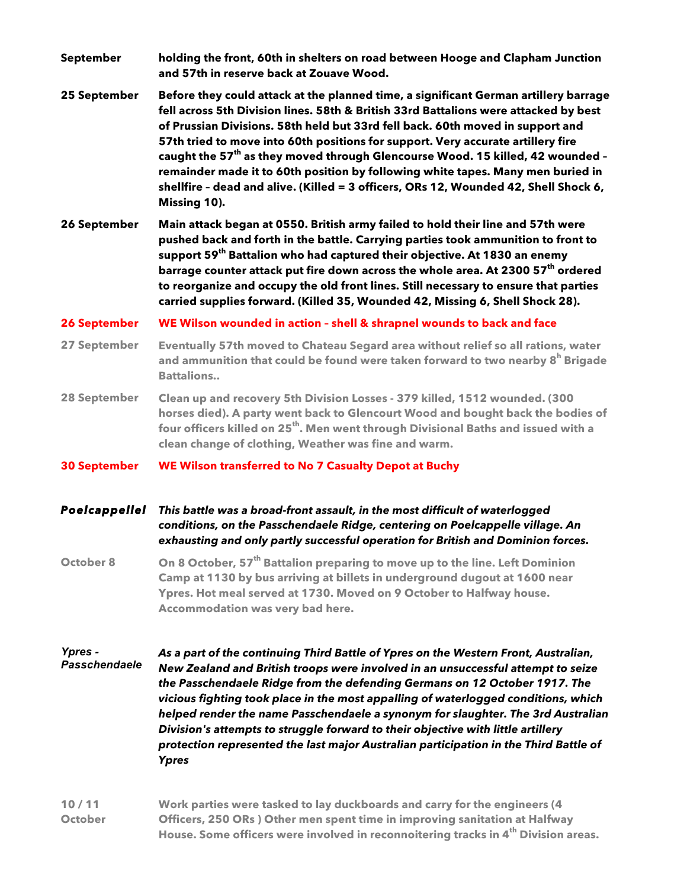| | |
|---|---|
| **September** | **holding the front, 60th in shelters on road between Hooge and Clapham Junction and 57th in reserve back at Zouave Wood.** |
| **25 September** | **Before they could attack at the planned time, a significant German artillery barrage fell across 5th Division lines. 58th & British 33rd Battalions were attacked by best of Prussian Divisions. 58th held but 33rd fell back. 60th moved in support and 57th tried to move into 60th positions for support. Very accurate artillery fire caught the 57th as they moved through Glencourse Wood. 15 killed, 42 wounded – remainder made it to 60th position by following white tapes. Many men buried in shellfire – dead and alive. (Killed = 3 officers, ORs 12, Wounded 42, Shell Shock 6, Missing 10).** |
| **26 September** | **Main attack began at 0550. British army failed to hold their line and 57th were pushed back and forth in the battle. Carrying parties took ammunition to front to support 59th Battalion who had captured their objective. At 1830 an enemy barrage counter attack put fire down across the whole area. At 2300 57th ordered to reorganize and occupy the old front lines. Still necessary to ensure that parties carried supplies forward. (Killed 35, Wounded 42, Missing 6, Shell Shock 28).** |
| **26 September** | **WE Wilson wounded in action – shell & shrapnel wounds to back and face** |
| **27 September** | **Eventually 57th moved to Chateau Segard area without relief so all rations, water and ammunition that could be found were taken forward to two nearby 8h Brigade Battalions..** |
| **28 September** | **Clean up and recovery 5th Division Losses - 379 killed, 1512 wounded. (300 horses died). A party went back to Glencourt Wood and bought back the bodies of four officers killed on 25th. Men went through Divisional Baths and issued with a clean change of clothing, Weather was fine and warm.** |
| **30 September** | **WE Wilson transferred to No 7 Casualty Depot at Buchy** |
| ***Poelcappellel*** | ***This battle was a broad-front assault, in the most difficult of waterlogged conditions, on the Passchendaele Ridge, centering on Poelcappelle village. An exhausting and only partly successful operation for British and Dominion forces.*** |
| **October 8** | **On 8 October, 57th Battalion preparing to move up to the line. Left Dominion Camp at 1130 by bus arriving at billets in underground dugout at 1600 near Ypres. Hot meal served at 1730. Moved on 9 October to Halfway house. Accommodation was very bad here.** |
| *Ypres - Passchendaele* | ***As a part of the continuing Third Battle of Ypres on the Western Front, Australian, New Zealand and British troops were involved in an unsuccessful attempt to seize the Passchendaele Ridge from the defending Germans on 12 October 1917. The vicious fighting took place in the most appalling of waterlogged conditions, which helped render the name Passchendaele a synonym for slaughter. The 3rd Australian Division's attempts to struggle forward to their objective with little artillery protection represented the last major Australian participation in the Third Battle of Ypres*** |
| **10 / 11 October** | **Work parties were tasked to lay duckboards and carry for the engineers (4 Officers, 250 ORs ) Other men spent time in improving sanitation at Halfway House. Some officers were involved in reconnoitering tracks in 4th Division areas.** |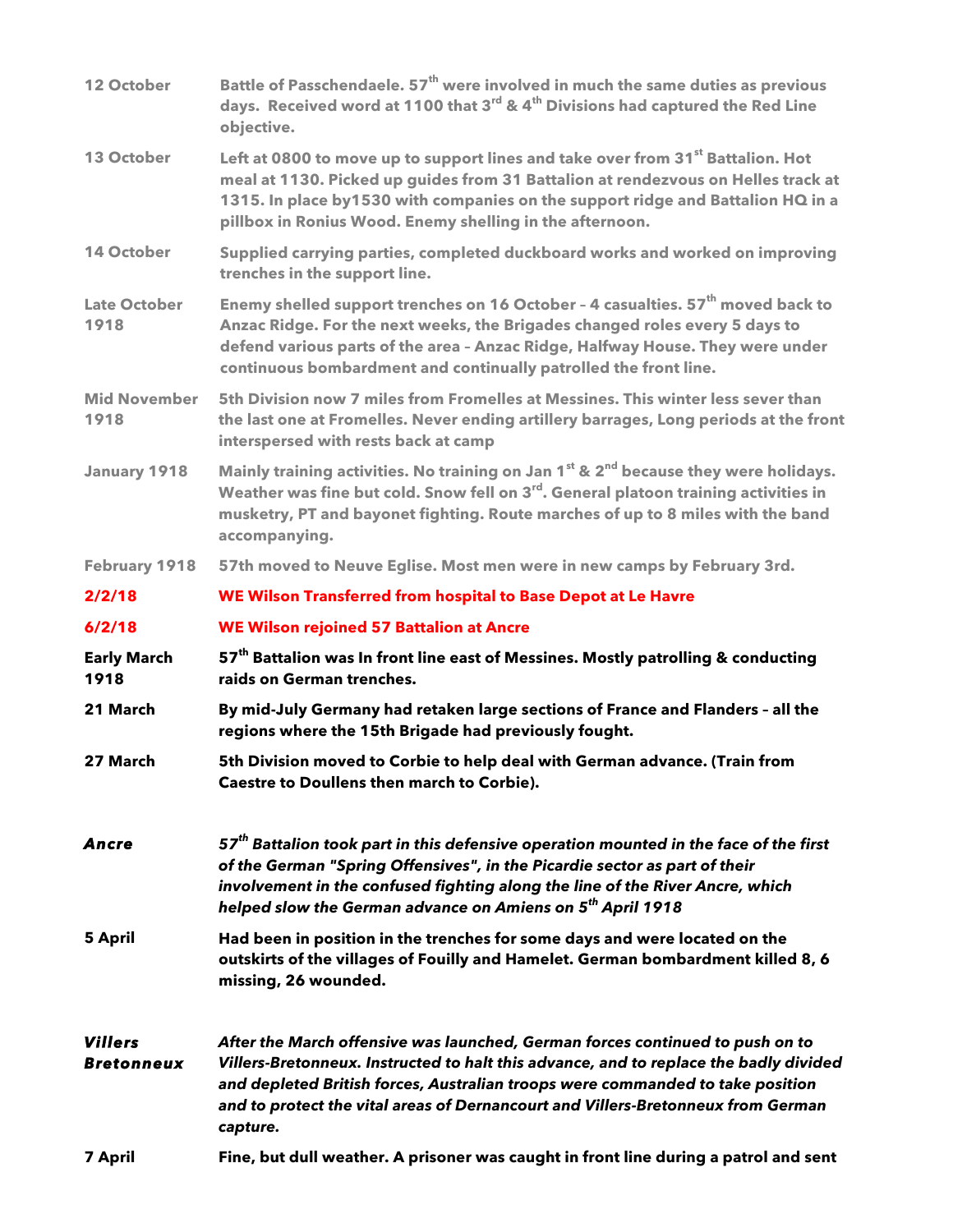| | |
|---|---|
| 12 October | Battle of Passchendaele. 57th were involved in much the same duties as previous days. Received word at 1100 that 3rd & 4th Divisions had captured the Red Line objective. |
| 13 October | Left at 0800 to move up to support lines and take over from 31st Battalion. Hot meal at 1130. Picked up guides from 31 Battalion at rendezvous on Helles track at 1315. In place by1530 with companies on the support ridge and Battalion HQ in a pillbox in Ronius Wood. Enemy shelling in the afternoon. |
| 14 October | Supplied carrying parties, completed duckboard works and worked on improving trenches in the support line. |
| Late October 1918 | Enemy shelled support trenches on 16 October – 4 casualties. 57th moved back to Anzac Ridge. For the next weeks, the Brigades changed roles every 5 days to defend various parts of the area – Anzac Ridge, Halfway House. They were under continuous bombardment and continually patrolled the front line. |
| Mid November 1918 | 5th Division now 7 miles from Fromelles at Messines. This winter less sever than the last one at Fromelles. Never ending artillery barrages, Long periods at the front interspersed with rests back at camp |
| January 1918 | Mainly training activities. No training on Jan 1st & 2nd because they were holidays. Weather was fine but cold. Snow fell on 3rd. General platoon training activities in musketry, PT and bayonet fighting. Route marches of up to 8 miles with the band accompanying. |
| February 1918 | 57th moved to Neuve Eglise. Most men were in new camps by February 3rd. |
| **2/2/18** | **WE Wilson Transferred from hospital to Base Depot at Le Havre** |
| **6/2/18** | **WE Wilson rejoined 57 Battalion at Ancre** |
| **Early March 1918** | **57th Battalion was In front line east of Messines. Mostly patrolling & conducting raids on German trenches.** |
| **21 March** | **By mid-July Germany had retaken large sections of France and Flanders – all the regions where the 15th Brigade had previously fought.** |
| **27 March** | **5th Division moved to Corbie to help deal with German advance. (Train from Caestre to Doullens then march to Corbie).** |
| ***Ancre*** | ***57th Battalion took part in this defensive operation mounted in the face of the first of the German "Spring Offensives", in the Picardie sector as part of their involvement in the confused fighting along the line of the River Ancre, which helped slow the German advance on Amiens on 5th April 1918*** |
| **5 April** | **Had been in position in the trenches for some days and were located on the outskirts of the villages of Fouilly and Hamelet. German bombardment killed 8, 6 missing, 26 wounded.** |
| ***Villers Bretonneux*** | ***After the March offensive was launched, German forces continued to push on to Villers-Bretonneux. Instructed to halt this advance, and to replace the badly divided and depleted British forces, Australian troops were commanded to take position and to protect the vital areas of Dernancourt and Villers-Bretonneux from German capture.*** |
| **7 April** | **Fine, but dull weather. A prisoner was caught in front line during a patrol and sent** |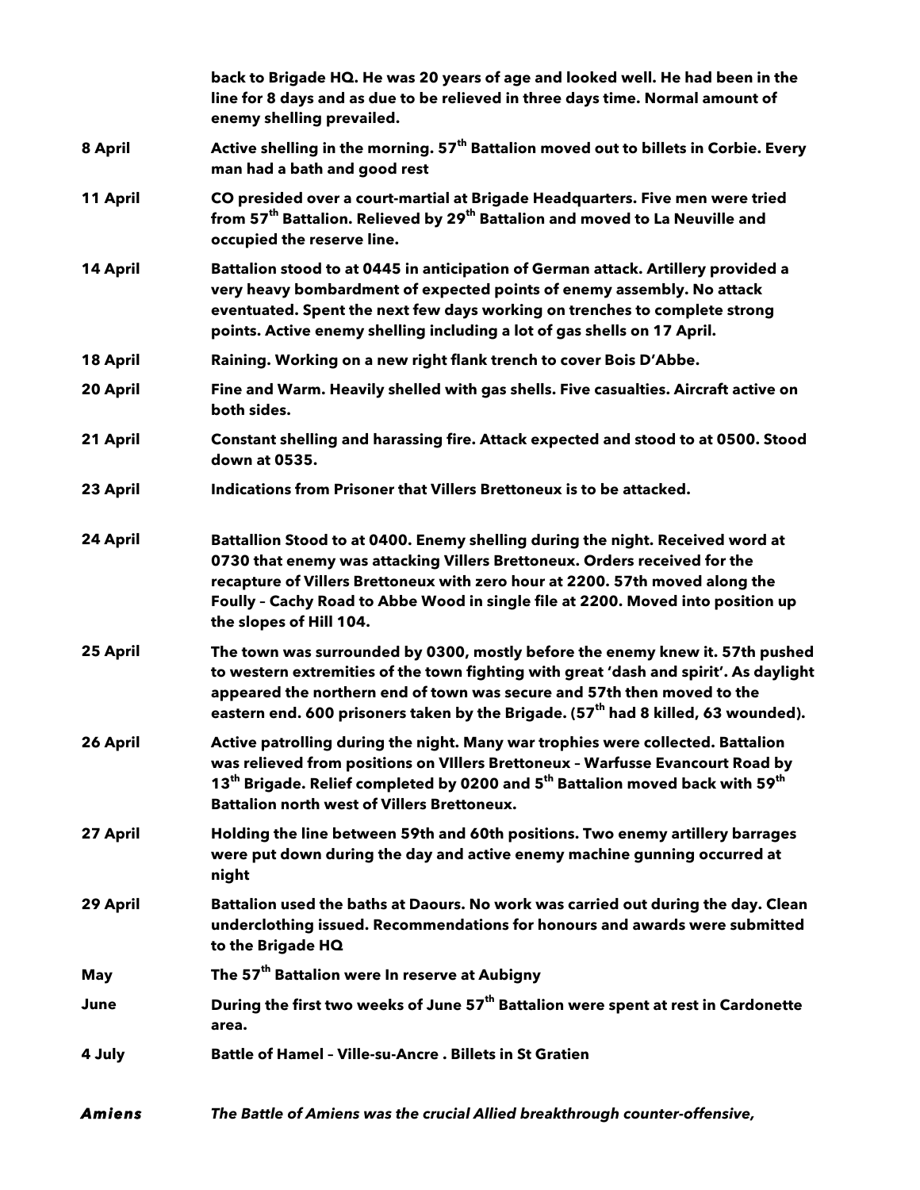| | |
|---|---|
| | **back to Brigade HQ. He was 20 years of age and looked well. He had been in the line for 8 days and as due to be relieved in three days time. Normal amount of enemy shelling prevailed.** |
| **8 April** | **Active shelling in the morning. 57th Battalion moved out to billets in Corbie. Every man had a bath and good rest** |
| **11 April** | **CO presided over a court-martial at Brigade Headquarters. Five men were tried from 57th Battalion. Relieved by 29th Battalion and moved to La Neuville and occupied the reserve line.** |
| **14 April** | **Battalion stood to at 0445 in anticipation of German attack. Artillery provided a very heavy bombardment of expected points of enemy assembly. No attack eventuated. Spent the next few days working on trenches to complete strong points. Active enemy shelling including a lot of gas shells on 17 April.** |
| **18 April** | **Raining. Working on a new right flank trench to cover Bois D'Abbe.** |
| **20 April** | **Fine and Warm. Heavily shelled with gas shells. Five casualties. Aircraft active on both sides.** |
| **21 April** | **Constant shelling and harassing fire. Attack expected and stood to at 0500. Stood down at 0535.** |
| **23 April** | **Indications from Prisoner that Villers Brettoneux is to be attacked.** |
| **24 April** | **Battallion Stood to at 0400. Enemy shelling during the night. Received word at 0730 that enemy was attacking Villers Brettoneux. Orders received for the recapture of Villers Brettoneux with zero hour at 2200. 57th moved along the Foully – Cachy Road to Abbe Wood in single file at 2200. Moved into position up the slopes of Hill 104.** |
| **25 April** | **The town was surrounded by 0300, mostly before the enemy knew it. 57th pushed to western extremities of the town fighting with great 'dash and spirit'. As daylight appeared the northern end of town was secure and 57th then moved to the eastern end. 600 prisoners taken by the Brigade. (57th had 8 killed, 63 wounded).** |
| **26 April** | **Active patrolling during the night. Many war trophies were collected. Battalion was relieved from positions on VIllers Brettoneux – Warfusse Evancourt Road by 13th Brigade. Relief completed by 0200 and 5th Battalion moved back with 59th Battalion north west of Villers Brettoneux.** |
| **27 April** | **Holding the line between 59th and 60th positions. Two enemy artillery barrages were put down during the day and active enemy machine gunning occurred at night** |
| **29 April** | **Battalion used the baths at Daours. No work was carried out during the day. Clean underclothing issued. Recommendations for honours and awards were submitted to the Brigade HQ** |
| **May** | **The 57th Battalion were In reserve at Aubigny** |
| **June** | **During the first two weeks of June 57th Battalion were spent at rest in Cardonette area.** |
| **4 July** | **Battle of Hamel – Ville-su-Ancre . Billets in St Gratien** |
| ***Amiens*** | ***The Battle of Amiens was the crucial Allied breakthrough counter-offensive,*** |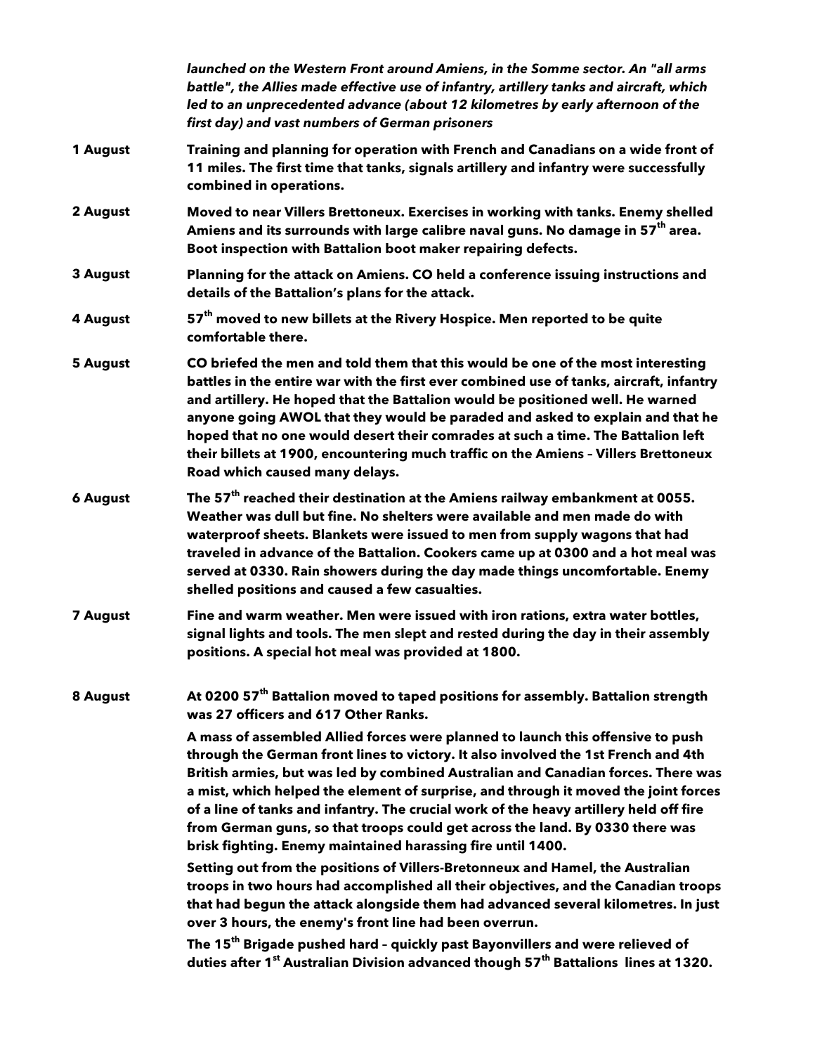*launched on the Western Front around Amiens, in the Somme sector. An "all arms battle", the Allies made effective use of infantry, artillery tanks and aircraft, which led to an unprecedented advance (about 12 kilometres by early afternoon of the first day) and vast numbers of German prisoners*

| | |
|---|---|
| **1 August** | **Training and planning for operation with French and Canadians on a wide front of 11 miles. The first time that tanks, signals artillery and infantry were successfully combined in operations.** |
| **2 August** | **Moved to near Villers Brettoneux. Exercises in working with tanks. Enemy shelled Amiens and its surrounds with large calibre naval guns. No damage in 57th area. Boot inspection with Battalion boot maker repairing defects.** |
| **3 August** | **Planning for the attack on Amiens. CO held a conference issuing instructions and details of the Battalion's plans for the attack.** |
| **4 August** | **57th moved to new billets at the Rivery Hospice. Men reported to be quite comfortable there.** |
| **5 August** | **CO briefed the men and told them that this would be one of the most interesting battles in the entire war with the first ever combined use of tanks, aircraft, infantry and artillery. He hoped that the Battalion would be positioned well. He warned anyone going AWOL that they would be paraded and asked to explain and that he hoped that no one would desert their comrades at such a time. The Battalion left their billets at 1900, encountering much traffic on the Amiens – Villers Brettoneux Road which caused many delays.** |
| **6 August** | **The 57th reached their destination at the Amiens railway embankment at 0055. Weather was dull but fine. No shelters were available and men made do with waterproof sheets. Blankets were issued to men from supply wagons that had traveled in advance of the Battalion. Cookers came up at 0300 and a hot meal was served at 0330. Rain showers during the day made things uncomfortable. Enemy shelled positions and caused a few casualties.** |
| **7 August** | **Fine and warm weather. Men were issued with iron rations, extra water bottles, signal lights and tools. The men slept and rested during the day in their assembly positions. A special hot meal was provided at 1800.** |
| **8 August** | **At 0200 57th Battalion moved to taped positions for assembly. Battalion strength was 27 officers and 617 Other Ranks.**<br><br>**A mass of assembled Allied forces were planned to launch this offensive to push through the German front lines to victory. It also involved the 1st French and 4th British armies, but was led by combined Australian and Canadian forces. There was a mist, which helped the element of surprise, and through it moved the joint forces of a line of tanks and infantry. The crucial work of the heavy artillery held off fire from German guns, so that troops could get across the land. By 0330 there was brisk fighting. Enemy maintained harassing fire until 1400.**<br><br>**Setting out from the positions of Villers-Bretonneux and Hamel, the Australian troops in two hours had accomplished all their objectives, and the Canadian troops that had begun the attack alongside them had advanced several kilometres. In just over 3 hours, the enemy's front line had been overrun.**<br><br>**The 15th Brigade pushed hard – quickly past Bayonvillers and were relieved of duties after 1st Australian Division advanced though 57th Battalions lines at 1320.** |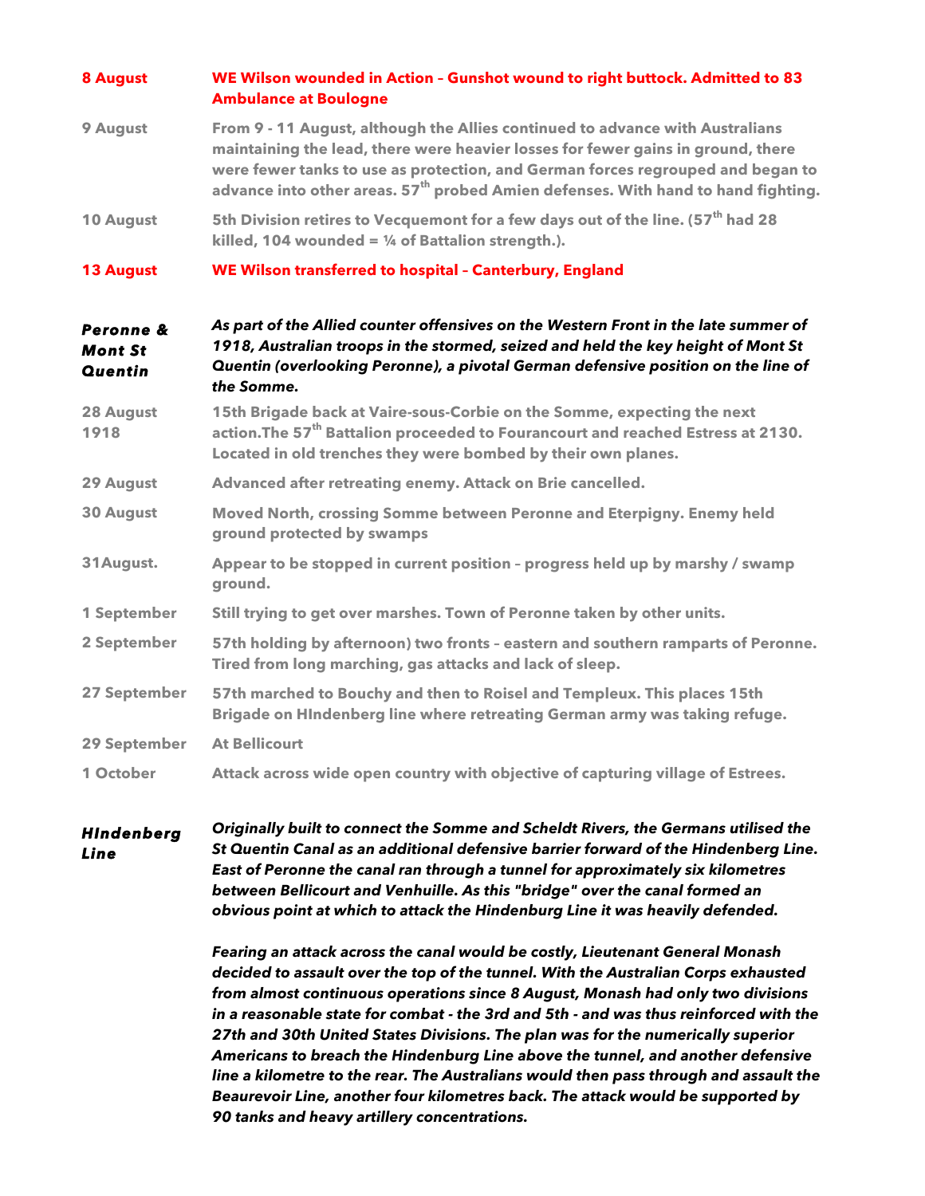| | |
|---|---|
| **8 August** | **WE Wilson wounded in Action – Gunshot wound to right buttock. Admitted to 83 Ambulance at Boulogne** |
| **9 August** | **From 9 - 11 August, although the Allies continued to advance with Australians maintaining the lead, there were heavier losses for fewer gains in ground, there were fewer tanks to use as protection, and German forces regrouped and began to advance into other areas. 57th probed Amien defenses. With hand to hand fighting.** |
| **10 August** | **5th Division retires to Vecquemont for a few days out of the line. (57th had 28 killed, 104 wounded = ¼ of Battalion strength.).** |
| **13 August** | **WE Wilson transferred to hospital – Canterbury, England** |

***Peronne & Mont St Quentin***

***As part of the Allied counter offensives on the Western Front in the late summer of 1918, Australian troops in the stormed, seized and held the key height of Mont St Quentin (overlooking Peronne), a pivotal German defensive position on the line of the Somme.***

| | |
|---|---|
| **28 August 1918** | **15th Brigade back at Vaire-sous-Corbie on the Somme, expecting the next action.The 57th Battalion proceeded to Fourancourt and reached Estress at 2130. Located in old trenches they were bombed by their own planes.** |
| **29 August** | **Advanced after retreating enemy. Attack on Brie cancelled.** |
| **30 August** | **Moved North, crossing Somme between Peronne and Eterpigny. Enemy held ground protected by swamps** |
| **31August.** | **Appear to be stopped in current position – progress held up by marshy / swamp ground.** |
| **1 September** | **Still trying to get over marshes. Town of Peronne taken by other units.** |
| **2 September** | **57th holding by afternoon) two fronts – eastern and southern ramparts of Peronne. Tired from long marching, gas attacks and lack of sleep.** |
| **27 September** | **57th marched to Bouchy and then to Roisel and Templeux. This places 15th Brigade on HIndenberg line where retreating German army was taking refuge.** |
| **29 September** | **At Bellicourt** |
| **1 October** | **Attack across wide open country with objective of capturing village of Estrees.** |

***HIndenberg Line***

***Originally built to connect the Somme and Scheldt Rivers, the Germans utilised the St Quentin Canal as an additional defensive barrier forward of the Hindenberg Line. East of Peronne the canal ran through a tunnel for approximately six kilometres between Bellicourt and Venhuille. As this "bridge" over the canal formed an obvious point at which to attack the Hindenburg Line it was heavily defended.***

***Fearing an attack across the canal would be costly, Lieutenant General Monash decided to assault over the top of the tunnel. With the Australian Corps exhausted from almost continuous operations since 8 August, Monash had only two divisions in a reasonable state for combat - the 3rd and 5th - and was thus reinforced with the 27th and 30th United States Divisions. The plan was for the numerically superior Americans to breach the Hindenburg Line above the tunnel, and another defensive line a kilometre to the rear. The Australians would then pass through and assault the Beaurevoir Line, another four kilometres back. The attack would be supported by 90 tanks and heavy artillery concentrations.***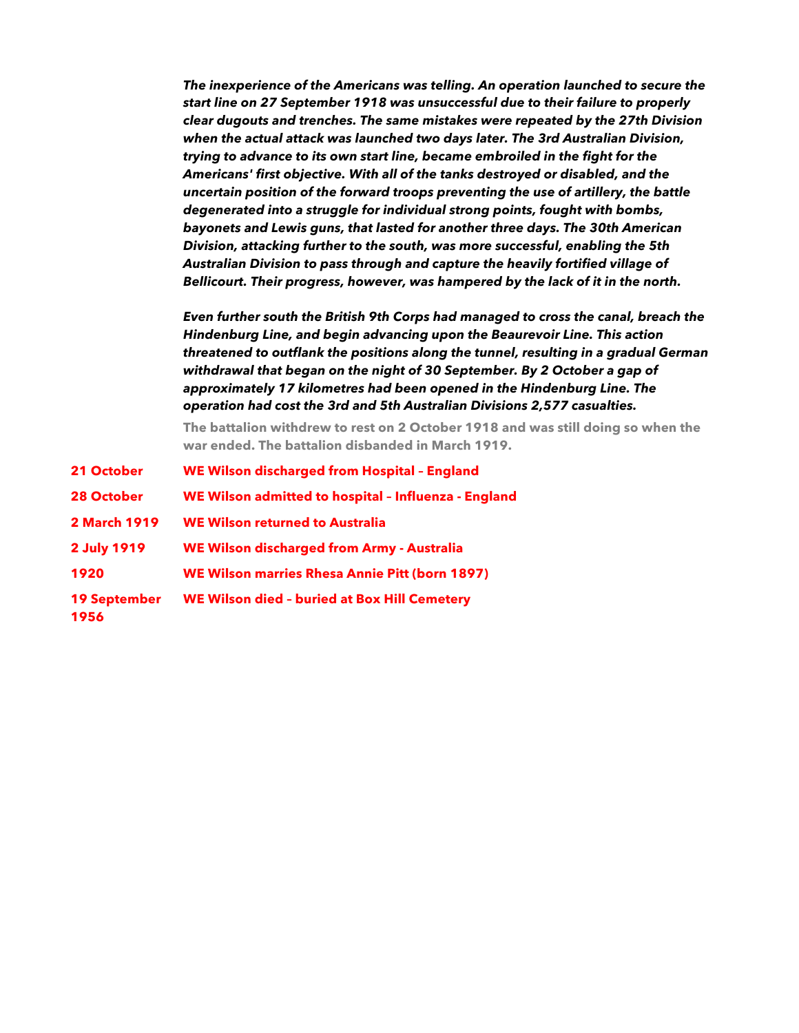***The inexperience of the Americans was telling. An operation launched to secure the start line on 27 September 1918 was unsuccessful due to their failure to properly clear dugouts and trenches. The same mistakes were repeated by the 27th Division when the actual attack was launched two days later. The 3rd Australian Division, trying to advance to its own start line, became embroiled in the fight for the Americans' first objective. With all of the tanks destroyed or disabled, and the uncertain position of the forward troops preventing the use of artillery, the battle degenerated into a struggle for individual strong points, fought with bombs, bayonets and Lewis guns, that lasted for another three days. The 30th American Division, attacking further to the south, was more successful, enabling the 5th Australian Division to pass through and capture the heavily fortified village of Bellicourt. Their progress, however, was hampered by the lack of it in the north.***

***Even further south the British 9th Corps had managed to cross the canal, breach the Hindenburg Line, and begin advancing upon the Beaurevoir Line. This action threatened to outflank the positions along the tunnel, resulting in a gradual German withdrawal that began on the night of 30 September. By 2 October a gap of approximately 17 kilometres had been opened in the Hindenburg Line. The operation had cost the 3rd and 5th Australian Divisions 2,577 casualties.***

**The battalion withdrew to rest on 2 October 1918 and was still doing so when the war ended. The battalion disbanded in March 1919.**

| | |
|---|---|
| **21 October** | **WE Wilson discharged from Hospital – England** |
| **28 October** | **WE Wilson admitted to hospital – Influenza - England** |
| **2 March 1919** | **WE Wilson returned to Australia** |
| **2 July 1919** | **WE Wilson discharged from Army - Australia** |
| **1920** | **WE Wilson marries Rhesa Annie Pitt (born 1897)** |
| **19 September 1956** | **WE Wilson died – buried at Box Hill Cemetery** |